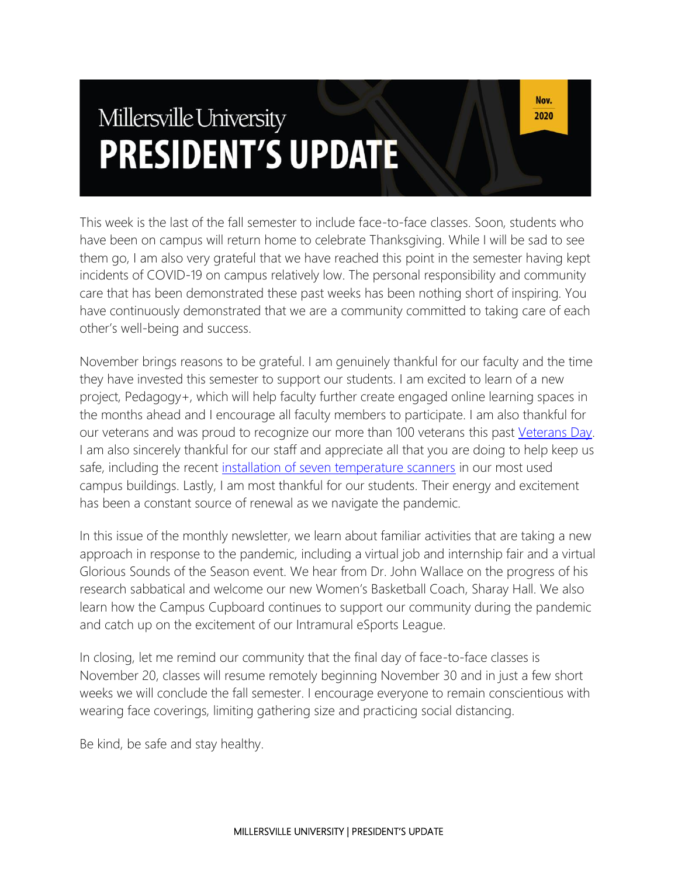# Millersville University
# PRESIDENT'S UPDATE

Nov. 2020

This week is the last of the fall semester to include face-to-face classes. Soon, students who have been on campus will return home to celebrate Thanksgiving. While I will be sad to see them go, I am also very grateful that we have reached this point in the semester having kept incidents of COVID-19 on campus relatively low. The personal responsibility and community care that has been demonstrated these past weeks has been nothing short of inspiring. You have continuously demonstrated that we are a community committed to taking care of each other's well-being and success.

November brings reasons to be grateful. I am genuinely thankful for our faculty and the time they have invested this semester to support our students. I am excited to learn of a new project, Pedagogy+, which will help faculty further create engaged online learning spaces in the months ahead and I encourage all faculty members to participate. I am also thankful for our veterans and was proud to recognize our more than 100 veterans this past Veterans Day. I am also sincerely thankful for our staff and appreciate all that you are doing to help keep us safe, including the recent installation of seven temperature scanners in our most used campus buildings. Lastly, I am most thankful for our students. Their energy and excitement has been a constant source of renewal as we navigate the pandemic.

In this issue of the monthly newsletter, we learn about familiar activities that are taking a new approach in response to the pandemic, including a virtual job and internship fair and a virtual Glorious Sounds of the Season event. We hear from Dr. John Wallace on the progress of his research sabbatical and welcome our new Women's Basketball Coach, Sharay Hall. We also learn how the Campus Cupboard continues to support our community during the pandemic and catch up on the excitement of our Intramural eSports League.

In closing, let me remind our community that the final day of face-to-face classes is November 20, classes will resume remotely beginning November 30 and in just a few short weeks we will conclude the fall semester. I encourage everyone to remain conscientious with wearing face coverings, limiting gathering size and practicing social distancing.

Be kind, be safe and stay healthy.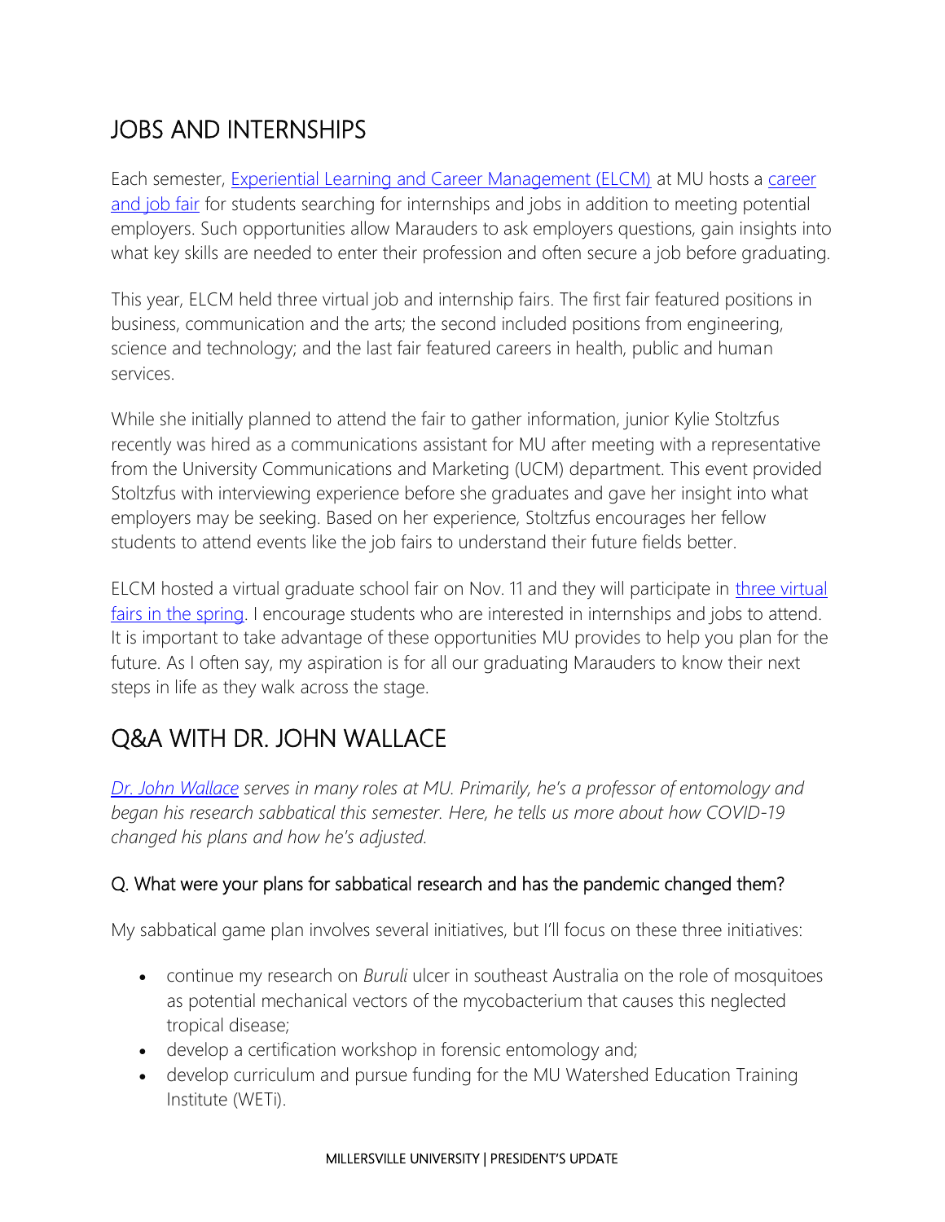## JOBS AND INTERNSHIPS

Each semester, [Experiential Learning and Career Management (ELCM)]() at MU hosts a [career and job fair]() for students searching for internships and jobs in addition to meeting potential employers. Such opportunities allow Marauders to ask employers questions, gain insights into what key skills are needed to enter their profession and often secure a job before graduating.

This year, ELCM held three virtual job and internship fairs. The first fair featured positions in business, communication and the arts; the second included positions from engineering, science and technology; and the last fair featured careers in health, public and human services.

While she initially planned to attend the fair to gather information, junior Kylie Stoltzfus recently was hired as a communications assistant for MU after meeting with a representative from the University Communications and Marketing (UCM) department. This event provided Stoltzfus with interviewing experience before she graduates and gave her insight into what employers may be seeking. Based on her experience, Stoltzfus encourages her fellow students to attend events like the job fairs to understand their future fields better.

ELCM hosted a virtual graduate school fair on Nov. 11 and they will participate in [three virtual fairs in the spring](). I encourage students who are interested in internships and jobs to attend. It is important to take advantage of these opportunities MU provides to help you plan for the future. As I often say, my aspiration is for all our graduating Marauders to know their next steps in life as they walk across the stage.

## Q&A WITH DR. JOHN WALLACE

*[Dr. John Wallace]() serves in many roles at MU. Primarily, he's a professor of entomology and began his research sabbatical this semester. Here, he tells us more about how COVID-19 changed his plans and how he's adjusted.*

### Q. What were your plans for sabbatical research and has the pandemic changed them?

My sabbatical game plan involves several initiatives, but I'll focus on these three initiatives:

- continue my research on *Buruli* ulcer in southeast Australia on the role of mosquitoes as potential mechanical vectors of the mycobacterium that causes this neglected tropical disease;
- develop a certification workshop in forensic entomology and;
- develop curriculum and pursue funding for the MU Watershed Education Training Institute (WETi).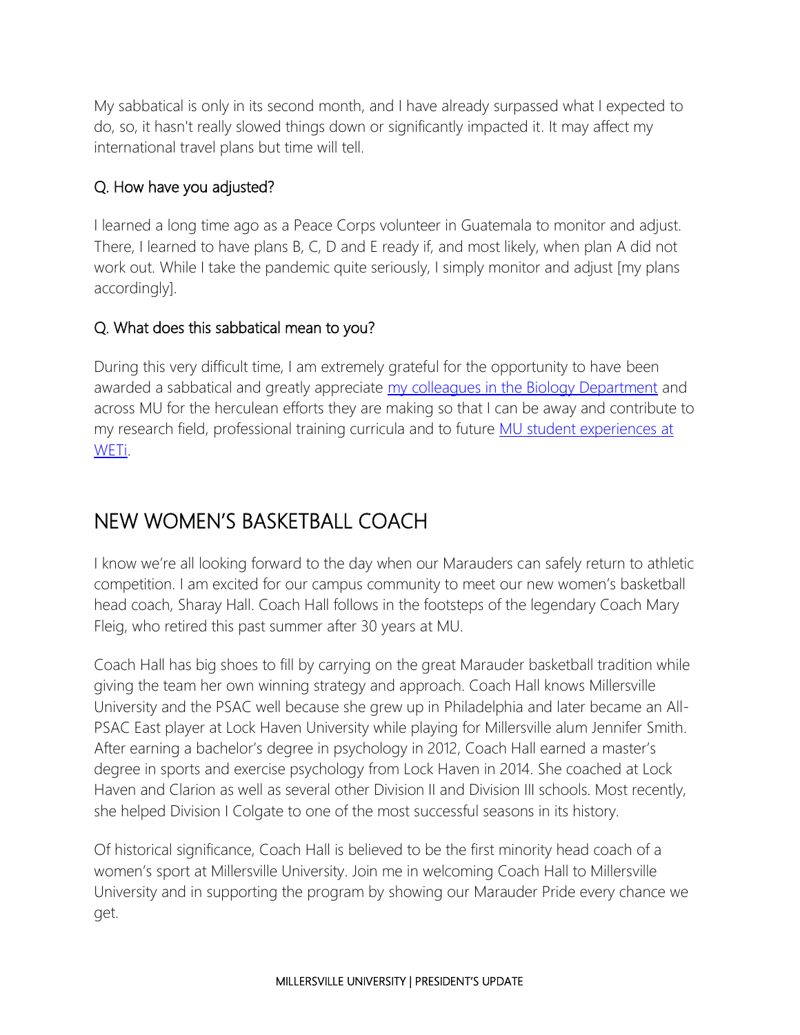My sabbatical is only in its second month, and I have already surpassed what I expected to do, so, it hasn't really slowed things down or significantly impacted it. It may affect my international travel plans but time will tell.

### Q. How have you adjusted?

I learned a long time ago as a Peace Corps volunteer in Guatemala to monitor and adjust. There, I learned to have plans B, C, D and E ready if, and most likely, when plan A did not work out. While I take the pandemic quite seriously, I simply monitor and adjust [my plans accordingly].

### Q. What does this sabbatical mean to you?

During this very difficult time, I am extremely grateful for the opportunity to have been awarded a sabbatical and greatly appreciate my colleagues in the Biology Department and across MU for the herculean efforts they are making so that I can be away and contribute to my research field, professional training curricula and to future MU student experiences at WETi.

## NEW WOMEN'S BASKETBALL COACH

I know we're all looking forward to the day when our Marauders can safely return to athletic competition. I am excited for our campus community to meet our new women's basketball head coach, Sharay Hall. Coach Hall follows in the footsteps of the legendary Coach Mary Fleig, who retired this past summer after 30 years at MU.

Coach Hall has big shoes to fill by carrying on the great Marauder basketball tradition while giving the team her own winning strategy and approach. Coach Hall knows Millersville University and the PSAC well because she grew up in Philadelphia and later became an All-PSAC East player at Lock Haven University while playing for Millersville alum Jennifer Smith. After earning a bachelor's degree in psychology in 2012, Coach Hall earned a master's degree in sports and exercise psychology from Lock Haven in 2014. She coached at Lock Haven and Clarion as well as several other Division II and Division III schools. Most recently, she helped Division I Colgate to one of the most successful seasons in its history.

Of historical significance, Coach Hall is believed to be the first minority head coach of a women's sport at Millersville University. Join me in welcoming Coach Hall to Millersville University and in supporting the program by showing our Marauder Pride every chance we get.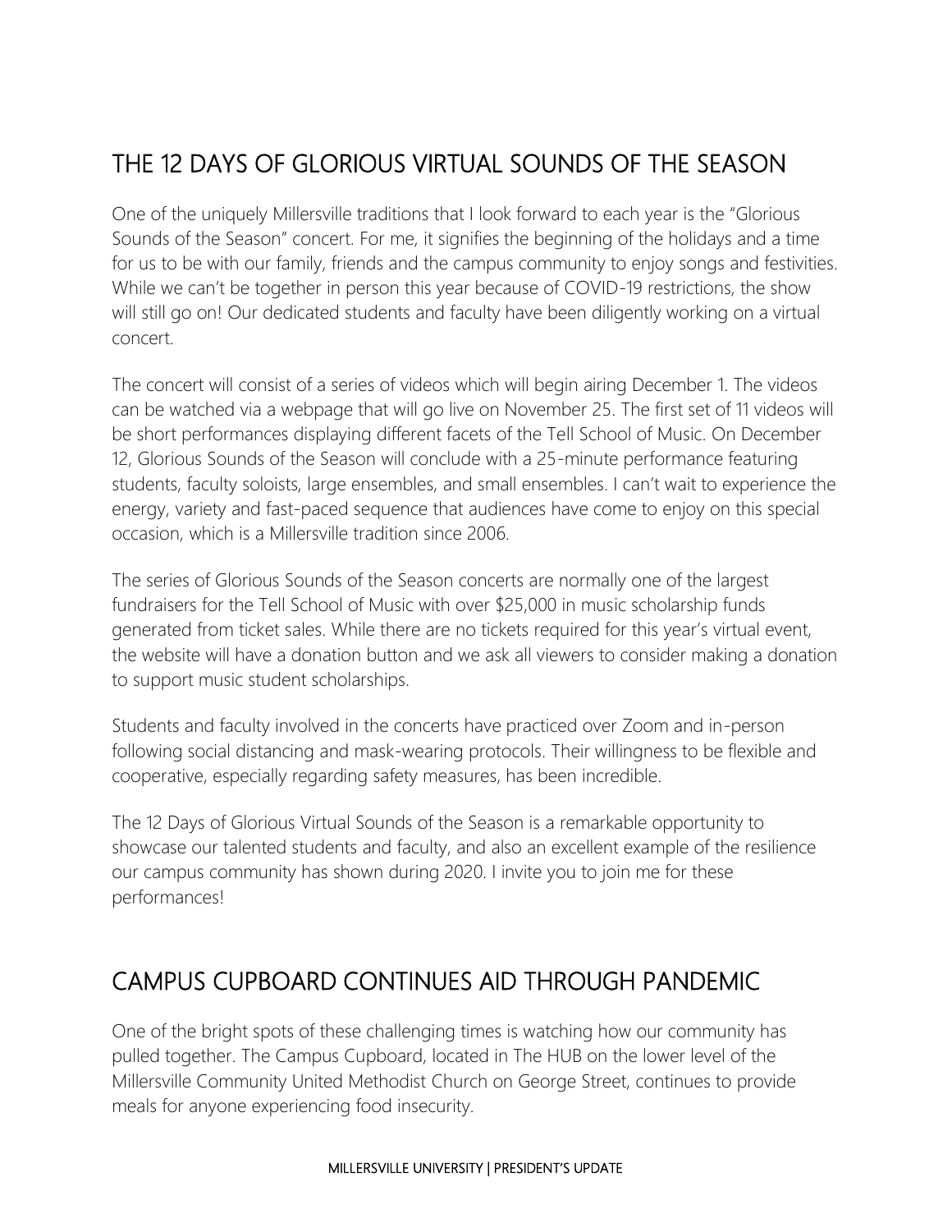## THE 12 DAYS OF GLORIOUS VIRTUAL SOUNDS OF THE SEASON

One of the uniquely Millersville traditions that I look forward to each year is the "Glorious Sounds of the Season" concert. For me, it signifies the beginning of the holidays and a time for us to be with our family, friends and the campus community to enjoy songs and festivities. While we can't be together in person this year because of COVID-19 restrictions, the show will still go on! Our dedicated students and faculty have been diligently working on a virtual concert.

The concert will consist of a series of videos which will begin airing December 1. The videos can be watched via a webpage that will go live on November 25. The first set of 11 videos will be short performances displaying different facets of the Tell School of Music. On December 12, Glorious Sounds of the Season will conclude with a 25-minute performance featuring students, faculty soloists, large ensembles, and small ensembles. I can't wait to experience the energy, variety and fast-paced sequence that audiences have come to enjoy on this special occasion, which is a Millersville tradition since 2006.

The series of Glorious Sounds of the Season concerts are normally one of the largest fundraisers for the Tell School of Music with over $25,000 in music scholarship funds generated from ticket sales. While there are no tickets required for this year's virtual event, the website will have a donation button and we ask all viewers to consider making a donation to support music student scholarships.

Students and faculty involved in the concerts have practiced over Zoom and in-person following social distancing and mask-wearing protocols. Their willingness to be flexible and cooperative, especially regarding safety measures, has been incredible.

The 12 Days of Glorious Virtual Sounds of the Season is a remarkable opportunity to showcase our talented students and faculty, and also an excellent example of the resilience our campus community has shown during 2020. I invite you to join me for these performances!

## CAMPUS CUPBOARD CONTINUES AID THROUGH PANDEMIC

One of the bright spots of these challenging times is watching how our community has pulled together. The Campus Cupboard, located in The HUB on the lower level of the Millersville Community United Methodist Church on George Street, continues to provide meals for anyone experiencing food insecurity.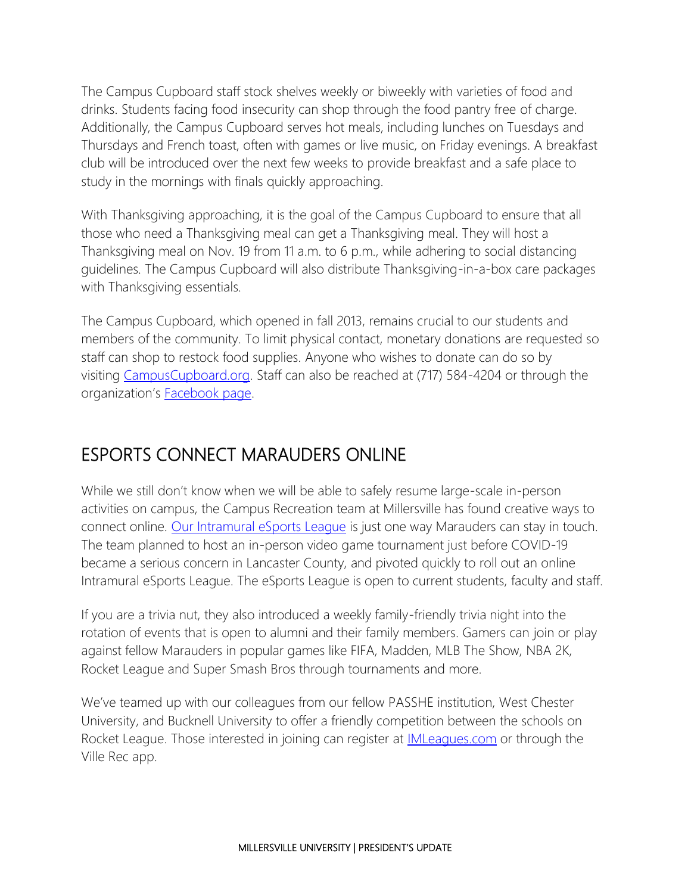The Campus Cupboard staff stock shelves weekly or biweekly with varieties of food and drinks. Students facing food insecurity can shop through the food pantry free of charge. Additionally, the Campus Cupboard serves hot meals, including lunches on Tuesdays and Thursdays and French toast, often with games or live music, on Friday evenings. A breakfast club will be introduced over the next few weeks to provide breakfast and a safe place to study in the mornings with finals quickly approaching.

With Thanksgiving approaching, it is the goal of the Campus Cupboard to ensure that all those who need a Thanksgiving meal can get a Thanksgiving meal. They will host a Thanksgiving meal on Nov. 19 from 11 a.m. to 6 p.m., while adhering to social distancing guidelines. The Campus Cupboard will also distribute Thanksgiving-in-a-box care packages with Thanksgiving essentials.

The Campus Cupboard, which opened in fall 2013, remains crucial to our students and members of the community. To limit physical contact, monetary donations are requested so staff can shop to restock food supplies. Anyone who wishes to donate can do so by visiting [CampusCupboard.org](CampusCupboard.org). Staff can also be reached at (717) 584-4204 or through the organization's [Facebook page](#).

## ESPORTS CONNECT MARAUDERS ONLINE

While we still don't know when we will be able to safely resume large-scale in-person activities on campus, the Campus Recreation team at Millersville has found creative ways to connect online. [Our Intramural eSports League](#) is just one way Marauders can stay in touch. The team planned to host an in-person video game tournament just before COVID-19 became a serious concern in Lancaster County, and pivoted quickly to roll out an online Intramural eSports League. The eSports League is open to current students, faculty and staff.

If you are a trivia nut, they also introduced a weekly family-friendly trivia night into the rotation of events that is open to alumni and their family members. Gamers can join or play against fellow Marauders in popular games like FIFA, Madden, MLB The Show, NBA 2K, Rocket League and Super Smash Bros through tournaments and more.

We've teamed up with our colleagues from our fellow PASSHE institution, West Chester University, and Bucknell University to offer a friendly competition between the schools on Rocket League. Those interested in joining can register at [IMLeagues.com](IMLeagues.com) or through the Ville Rec app.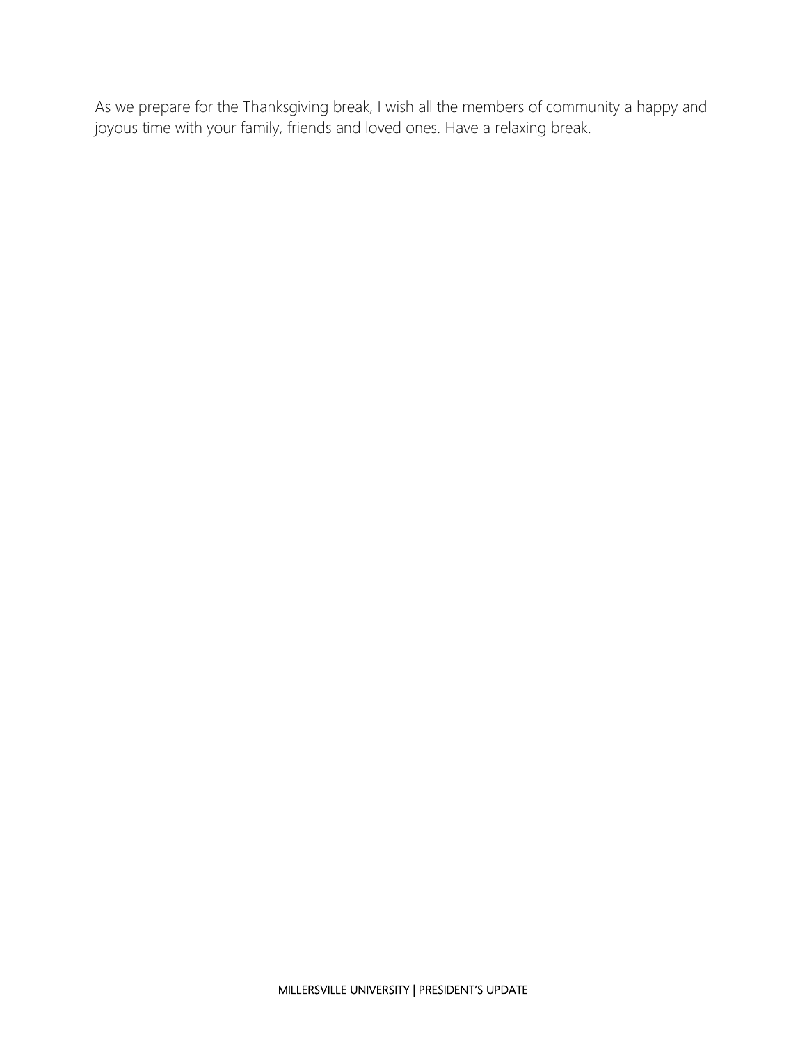As we prepare for the Thanksgiving break, I wish all the members of community a happy and joyous time with your family, friends and loved ones. Have a relaxing break.